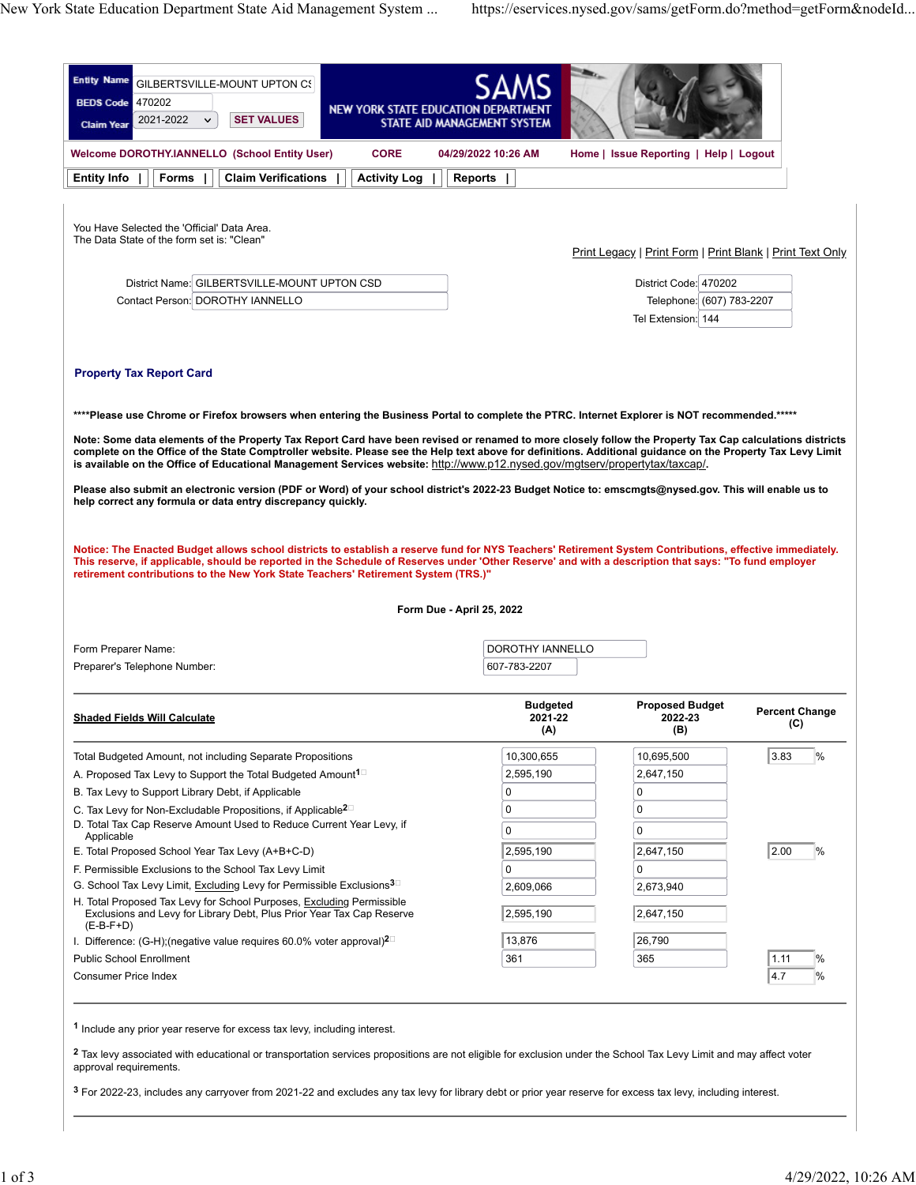| Entity Name | GILBERTSVILLE-MOUNT UPTON CS |
|---|---|
| BEDS Code | 470202 |
| Claim Year | 2021-2022 |

SET VALUES

**SAMS**
NEW YORK STATE EDUCATION DEPARTMENT
STATE AID MANAGEMENT SYSTEM

Welcome DOROTHY.IANNELLO (School Entity User) CORE 04/29/2022 10:26 AM Home | Issue Reporting | Help | Logout

Entity Info | Forms | Claim Verifications | Activity Log | Reports |

You Have Selected the 'Official' Data Area.
The Data State of the form set is: "Clean"

Print Legacy | Print Form | Print Blank | Print Text Only

| | | | |
|---|---|---|---|
| District Name: | GILBERTSVILLE-MOUNT UPTON CSD | District Code: | 470202 |
| Contact Person: | DOROTHY IANNELLO | Telephone: | (607) 783-2207 |
| | | Tel Extension: | 144 |

## Property Tax Report Card

**\*\*\*\*Please use Chrome or Firefox browsers when entering the Business Portal to complete the PTRC. Internet Explorer is NOT recommended.\*\*\*\*\***

**Note: Some data elements of the Property Tax Report Card have been revised or renamed to more closely follow the Property Tax Cap calculations districts complete on the Office of the State Comptroller website. Please see the Help text above for definitions. Additional guidance on the Property Tax Levy Limit is available on the Office of Educational Management Services website: http://www.p12.nysed.gov/mgtserv/propertytax/taxcap/.**

**Please also submit an electronic version (PDF or Word) of your school district's 2022-23 Budget Notice to: emscmgts@nysed.gov. This will enable us to help correct any formula or data entry discrepancy quickly.**

**Notice: The Enacted Budget allows school districts to establish a reserve fund for NYS Teachers' Retirement System Contributions, effective immediately. This reserve, if applicable, should be reported in the Schedule of Reserves under 'Other Reserve' and with a description that says: "To fund employer retirement contributions to the New York State Teachers' Retirement System (TRS.)"**

**Form Due - April 25, 2022**

| | |
|---|---|
| Form Preparer Name: | DOROTHY IANNELLO |
| Preparer's Telephone Number: | 607-783-2207 |

| Shaded Fields Will Calculate | Budgeted 2021-22 (A) | Proposed Budget 2022-23 (B) | Percent Change (C) |
|---|---|---|---|
| Total Budgeted Amount, not including Separate Propositions | 10,300,655 | 10,695,500 | 3.83 % |
| A. Proposed Tax Levy to Support the Total Budgeted Amount[1] | 2,595,190 | 2,647,150 | |
| B. Tax Levy to Support Library Debt, if Applicable | 0 | 0 | |
| C. Tax Levy for Non-Excludable Propositions, if Applicable[2] | 0 | 0 | |
| D. Total Tax Cap Reserve Amount Used to Reduce Current Year Levy, if Applicable | 0 | 0 | |
| E. Total Proposed School Year Tax Levy (A+B+C-D) | 2,595,190 | 2,647,150 | 2.00 % |
| F. Permissible Exclusions to the School Tax Levy Limit | 0 | 0 | |
| G. School Tax Levy Limit, Excluding Levy for Permissible Exclusions[3] | 2,609,066 | 2,673,940 | |
| H. Total Proposed Tax Levy for School Purposes, Excluding Permissible Exclusions and Levy for Library Debt, Plus Prior Year Tax Cap Reserve (E-B-F+D) | 2,595,190 | 2,647,150 | |
| I. Difference: (G-H);(negative value requires 60.0% voter approval)[2] | 13,876 | 26,790 | |
| Public School Enrollment | 361 | 365 | 1.11 % |
| Consumer Price Index | | | 4.7 % |

[1] Include any prior year reserve for excess tax levy, including interest.

[2] Tax levy associated with educational or transportation services propositions are not eligible for exclusion under the School Tax Levy Limit and may affect voter approval requirements.

[3] For 2022-23, includes any carryover from 2021-22 and excludes any tax levy for library debt or prior year reserve for excess tax levy, including interest.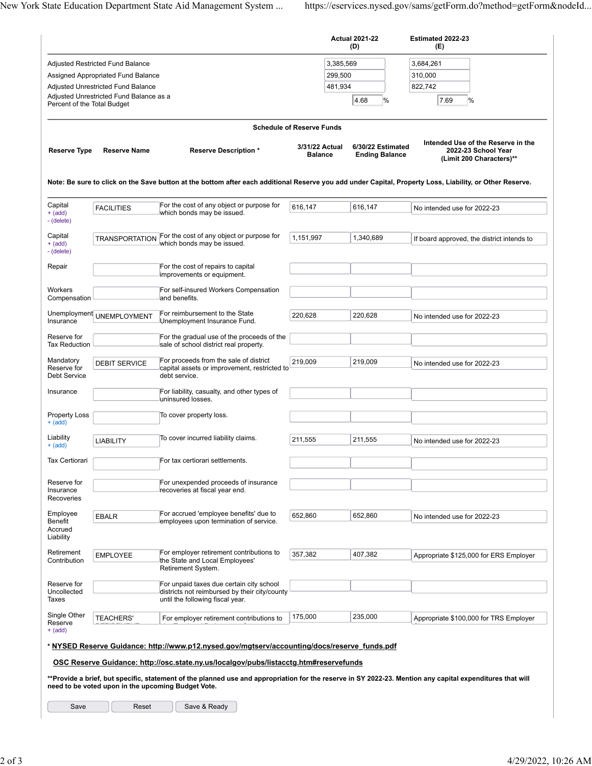| | Actual 2021-22 (D) | Estimated 2022-23 (E) |
|---|---|---|
| Adjusted Restricted Fund Balance | 3,385,569 | 3,684,261 |
| Assigned Appropriated Fund Balance | 299,500 | 310,000 |
| Adjusted Unrestricted Fund Balance | 481,934 | 822,742 |
| Adjusted Unrestricted Fund Balance as a Percent of the Total Budget | 4.68 % | 7.69 % |

## Schedule of Reserve Funds

**Note: Be sure to click on the Save button at the bottom after each additional Reserve you add under Capital, Property Loss, Liability, or Other Reserve.**

| Reserve Type | Reserve Name | Reserve Description * | 3/31/22 Actual Balance | 6/30/22 Estimated Ending Balance | Intended Use of the Reserve in the 2022-23 School Year (Limit 200 Characters)** |
|---|---|---|---|---|---|
| Capital + (add) - (delete) | FACILITIES | For the cost of any object or purpose for which bonds may be issued. | 616,147 | 616,147 | No intended use for 2022-23 |
| Capital + (add) - (delete) | TRANSPORTATION | For the cost of any object or purpose for which bonds may be issued. | 1,151,997 | 1,340,689 | If board approved, the district intends to |
| Repair | | For the cost of repairs to capital improvements or equipment. | | | |
| Workers Compensation | | For self-insured Workers Compensation and benefits. | | | |
| Unemployment Insurance | UNEMPLOYMENT | For reimbursement to the State Unemployment Insurance Fund. | 220,628 | 220,628 | No intended use for 2022-23 |
| Reserve for Tax Reduction | | For the gradual use of the proceeds of the sale of school district real property. | | | |
| Mandatory Reserve for Debt Service | DEBIT SERVICE | For proceeds from the sale of district capital assets or improvement, restricted to debt service. | 219,009 | 219,009 | No intended use for 2022-23 |
| Insurance | | For liability, casualty, and other types of uninsured losses. | | | |
| Property Loss + (add) | | To cover property loss. | | | |
| Liability + (add) | LIABILITY | To cover incurred liability claims. | 211,555 | 211,555 | No intended use for 2022-23 |
| Tax Certiorari | | For tax certiorari settlements. | | | |
| Reserve for Insurance Recoveries | | For unexpended proceeds of insurance recoveries at fiscal year end. | | | |
| Employee Benefit Accrued Liability | EBALR | For accrued 'employee benefits' due to employees upon termination of service. | 652,860 | 652,860 | No intended use for 2022-23 |
| Retirement Contribution | EMPLOYEE | For employer retirement contributions to the State and Local Employees' Retirement System. | 357,382 | 407,382 | Appropriate $125,000 for ERS Employer |
| Reserve for Uncollected Taxes | | For unpaid taxes due certain city school districts not reimbursed by their city/county until the following fiscal year. | | | |
| Single Other Reserve + (add) | TEACHERS' | For employer retirement contributions to | 175,000 | 235,000 | Appropriate $100,000 for TRS Employer |

* **NYSED Reserve Guidance: http://www.p12.nysed.gov/mgtserv/accounting/docs/reserve_funds.pdf**

**OSC Reserve Guidance: http://osc.state.ny.us/localgov/pubs/listacctg.htm#reservefunds**

**\*\*Provide a brief, but specific, statement of the planned use and appropriation for the reserve in SY 2022-23. Mention any capital expenditures that will need to be voted upon in the upcoming Budget Vote.**

Save | Reset | Save & Ready